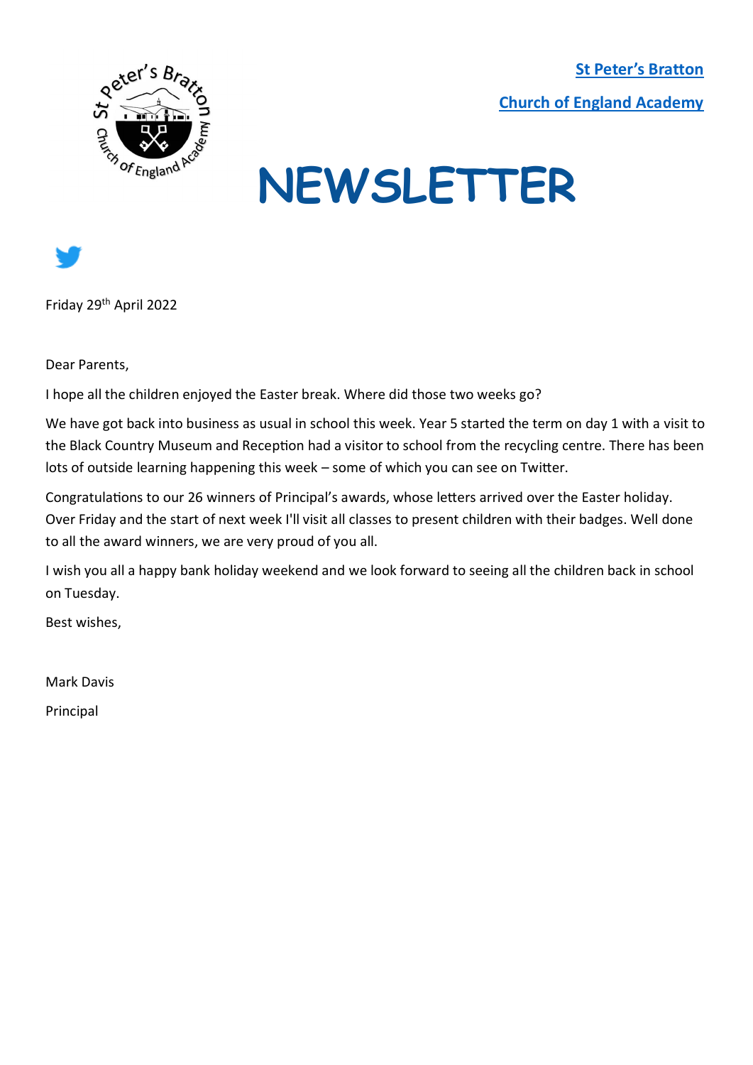**St Peter's Bratton**

**Church of England Academy**

# NEWSLETTER

Friday 29th April 2022

Dear Parents,

I hope all the children enjoyed the Easter break. Where did those two weeks go?

We have got back into business as usual in school this week. Year 5 started the term on day 1 with a visit to the Black Country Museum and Reception had a visitor to school from the recycling centre. There has been lots of outside learning happening this week – some of which you can see on Twitter.

Congratulations to our 26 winners of Principal's awards, whose letters arrived over the Easter holiday. Over Friday and the start of next week I'll visit all classes to present children with their badges. Well done to all the award winners, we are very proud of you all.

I wish you all a happy bank holiday weekend and we look forward to seeing all the children back in school on Tuesday.

Best wishes,

Mark Davis

Principal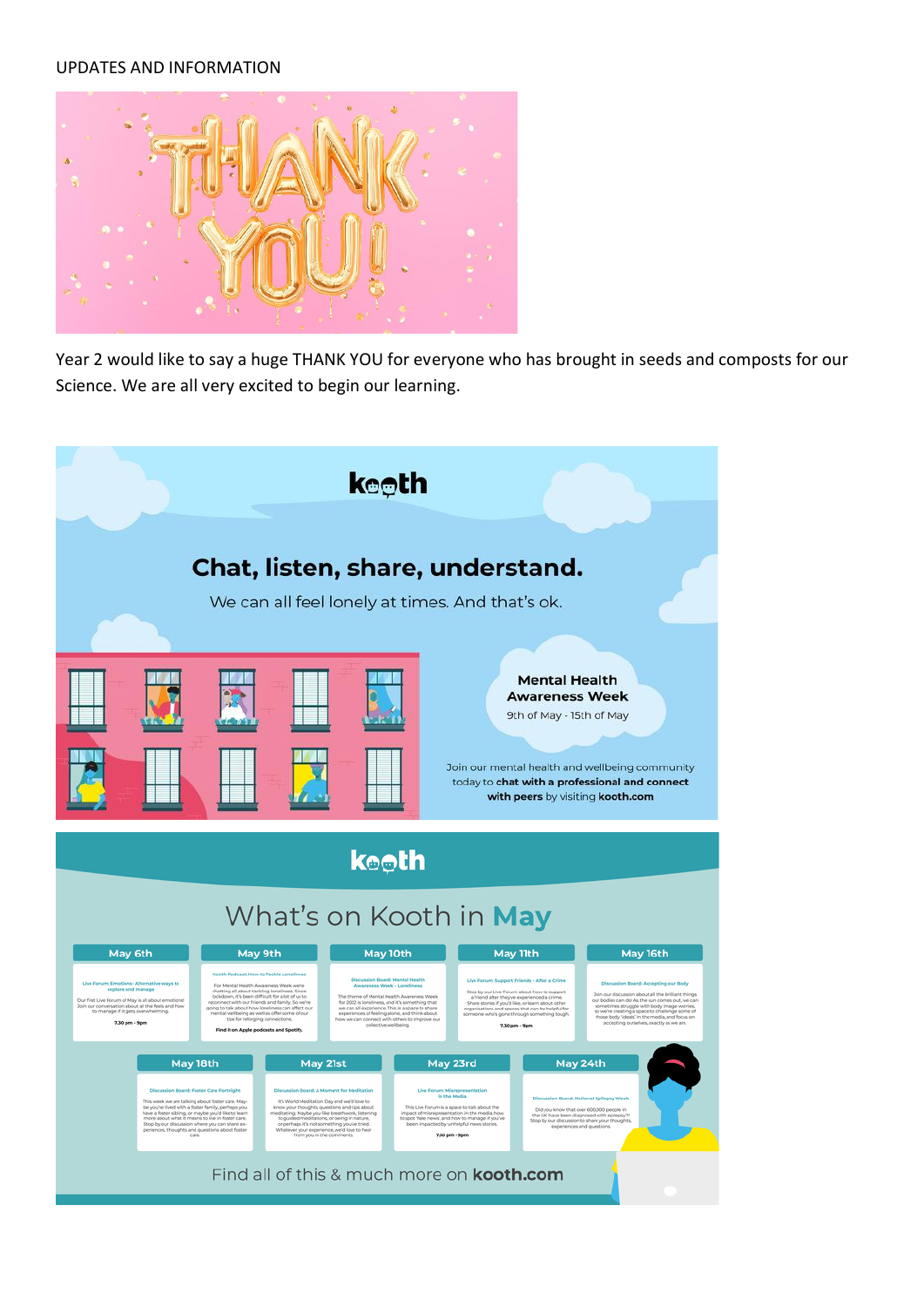UPDATES AND INFORMATION

THANK YOU!

Year 2 would like to say a huge THANK YOU for everyone who has brought in seeds and composts for our Science. We are all very excited to begin our learning.

kooth

**Chat, listen, share, understand.**

We can all feel lonely at times. And that's ok.

**Mental Health Awareness Week**
9th of May - 15th of May

Join our mental health and wellbeing community today to **chat with a professional and connect with peers** by visiting **kooth.com**

kooth

What's on Kooth in **May**

| May 6th | May 9th | May 10th | May 11th | May 16th |
|---|---|---|---|---|
| Live Forum: Emotions- Alternative ways to explore and manage | Kooth Podcast: How to Tackle Loneliness | Discussion Board: Mental Health Awareness Week - Loneliness | Live Forum: Support Friends - After a Crime | Discussion Board: Accepting our Body |

| May 18th | May 21st | May 23rd | May 24th |
|---|---|---|---|
| Discussion Board: Foster Care Fortnight | Discussion Board: A Moment for Meditation | Live Forum: Misrepresentation in the Media | Discussion Board: National Epilepsy Week |

Find all of this & much more on **kooth.com**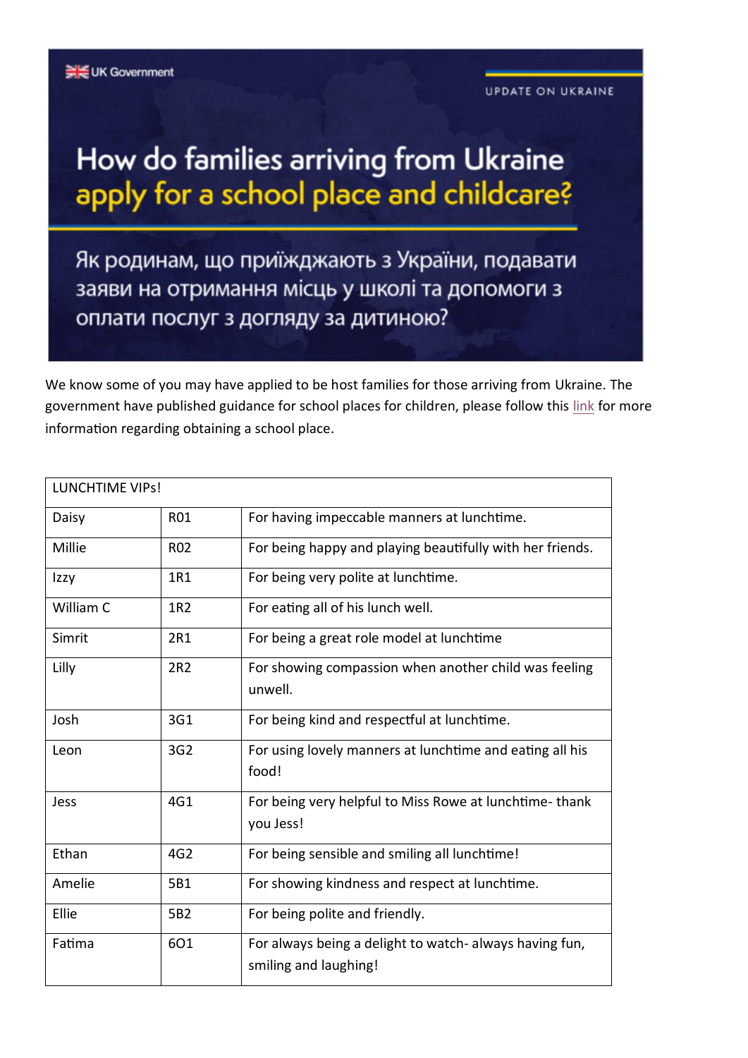UK Government

UPDATE ON UKRAINE

# How do families arriving from Ukraine apply for a school place and childcare?

Як родинам, що приїжджають з України, подавати заяви на отримання місць у школі та допомоги з оплати послуг з догляду за дитиною?

We know some of you may have applied to be host families for those arriving from Ukraine. The government have published guidance for school places for children, please follow this link for more information regarding obtaining a school place.

| LUNCHTIME VIPs! | | |
|---|---|---|
| Daisy | R01 | For having impeccable manners at lunchtime. |
| Millie | R02 | For being happy and playing beautifully with her friends. |
| Izzy | 1R1 | For being very polite at lunchtime. |
| William C | 1R2 | For eating all of his lunch well. |
| Simrit | 2R1 | For being a great role model at lunchtime |
| Lilly | 2R2 | For showing compassion when another child was feeling unwell. |
| Josh | 3G1 | For being kind and respectful at lunchtime. |
| Leon | 3G2 | For using lovely manners at lunchtime and eating all his food! |
| Jess | 4G1 | For being very helpful to Miss Rowe at lunchtime- thank you Jess! |
| Ethan | 4G2 | For being sensible and smiling all lunchtime! |
| Amelie | 5B1 | For showing kindness and respect at lunchtime. |
| Ellie | 5B2 | For being polite and friendly. |
| Fatima | 6O1 | For always being a delight to watch- always having fun, smiling and laughing! |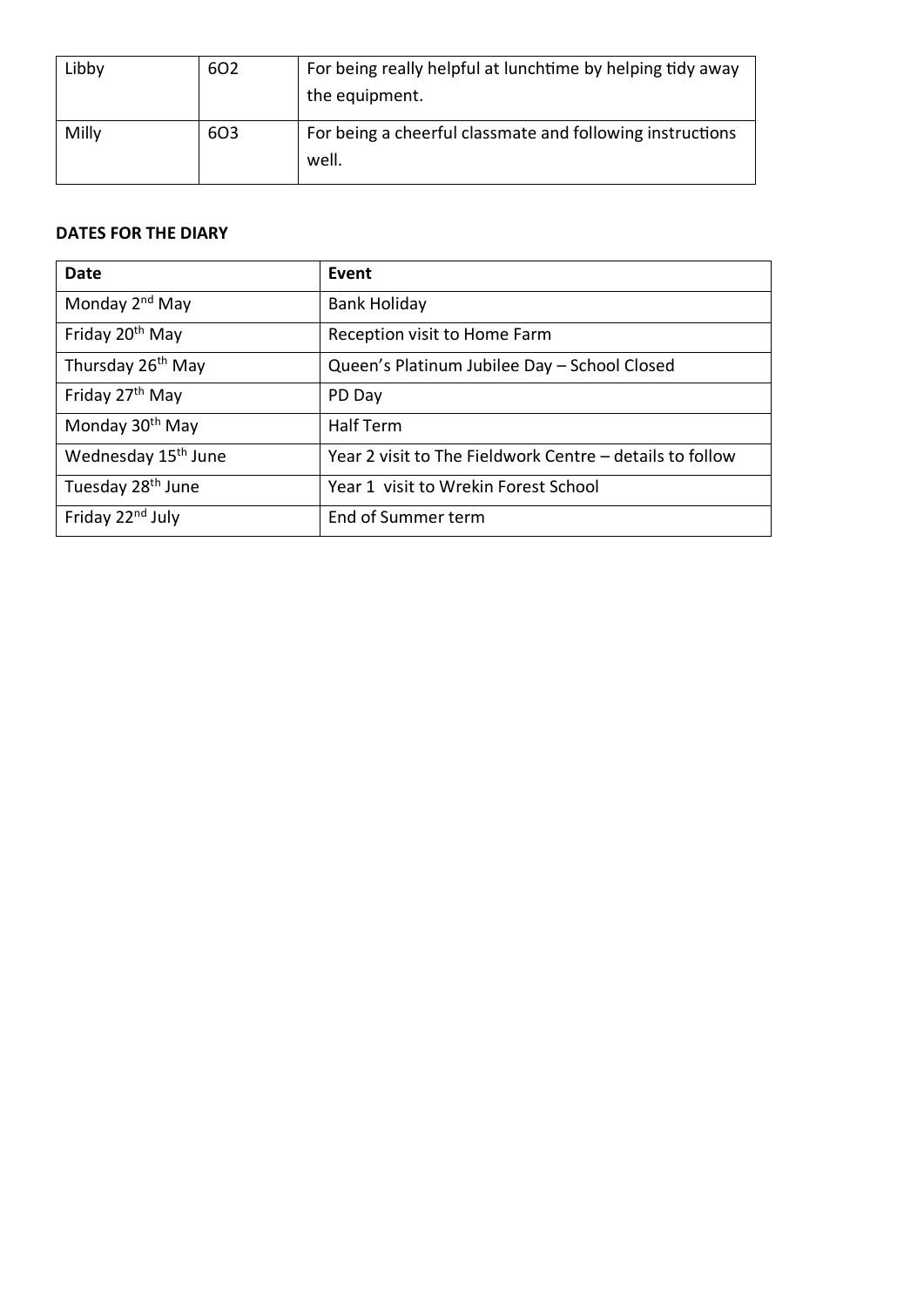| | | |
|---|---|---|
| Libby | 6O2 | For being really helpful at lunchtime by helping tidy away the equipment. |
| Milly | 6O3 | For being a cheerful classmate and following instructions well. |

**DATES FOR THE DIARY**

| Date | Event |
|---|---|
| Monday 2nd May | Bank Holiday |
| Friday 20th May | Reception visit to Home Farm |
| Thursday 26th May | Queen's Platinum Jubilee Day – School Closed |
| Friday 27th May | PD Day |
| Monday 30th May | Half Term |
| Wednesday 15th June | Year 2 visit to The Fieldwork Centre – details to follow |
| Tuesday 28th June | Year 1 visit to Wrekin Forest School |
| Friday 22nd July | End of Summer term |